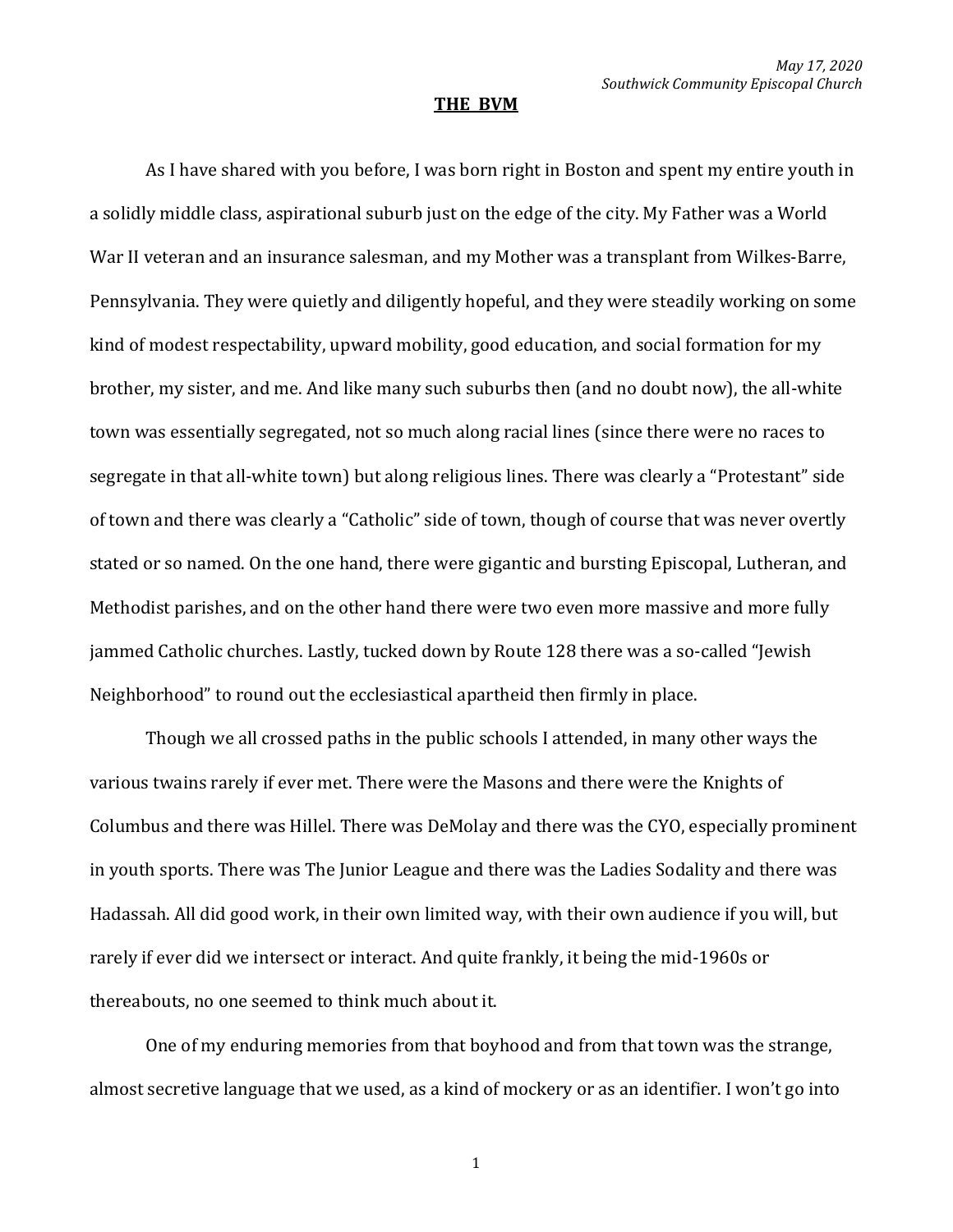*May 17, 2020*
*Southwick Community Episcopal Church*

# **THE BVM**

As I have shared with you before, I was born right in Boston and spent my entire youth in a solidly middle class, aspirational suburb just on the edge of the city. My Father was a World War II veteran and an insurance salesman, and my Mother was a transplant from Wilkes-Barre, Pennsylvania. They were quietly and diligently hopeful, and they were steadily working on some kind of modest respectability, upward mobility, good education, and social formation for my brother, my sister, and me. And like many such suburbs then (and no doubt now), the all-white town was essentially segregated, not so much along racial lines (since there were no races to segregate in that all-white town) but along religious lines. There was clearly a "Protestant" side of town and there was clearly a "Catholic" side of town, though of course that was never overtly stated or so named. On the one hand, there were gigantic and bursting Episcopal, Lutheran, and Methodist parishes, and on the other hand there were two even more massive and more fully jammed Catholic churches. Lastly, tucked down by Route 128 there was a so-called "Jewish Neighborhood" to round out the ecclesiastical apartheid then firmly in place.

Though we all crossed paths in the public schools I attended, in many other ways the various twains rarely if ever met. There were the Masons and there were the Knights of Columbus and there was Hillel. There was DeMolay and there was the CYO, especially prominent in youth sports. There was The Junior League and there was the Ladies Sodality and there was Hadassah. All did good work, in their own limited way, with their own audience if you will, but rarely if ever did we intersect or interact. And quite frankly, it being the mid-1960s or thereabouts, no one seemed to think much about it.

One of my enduring memories from that boyhood and from that town was the strange, almost secretive language that we used, as a kind of mockery or as an identifier. I won't go into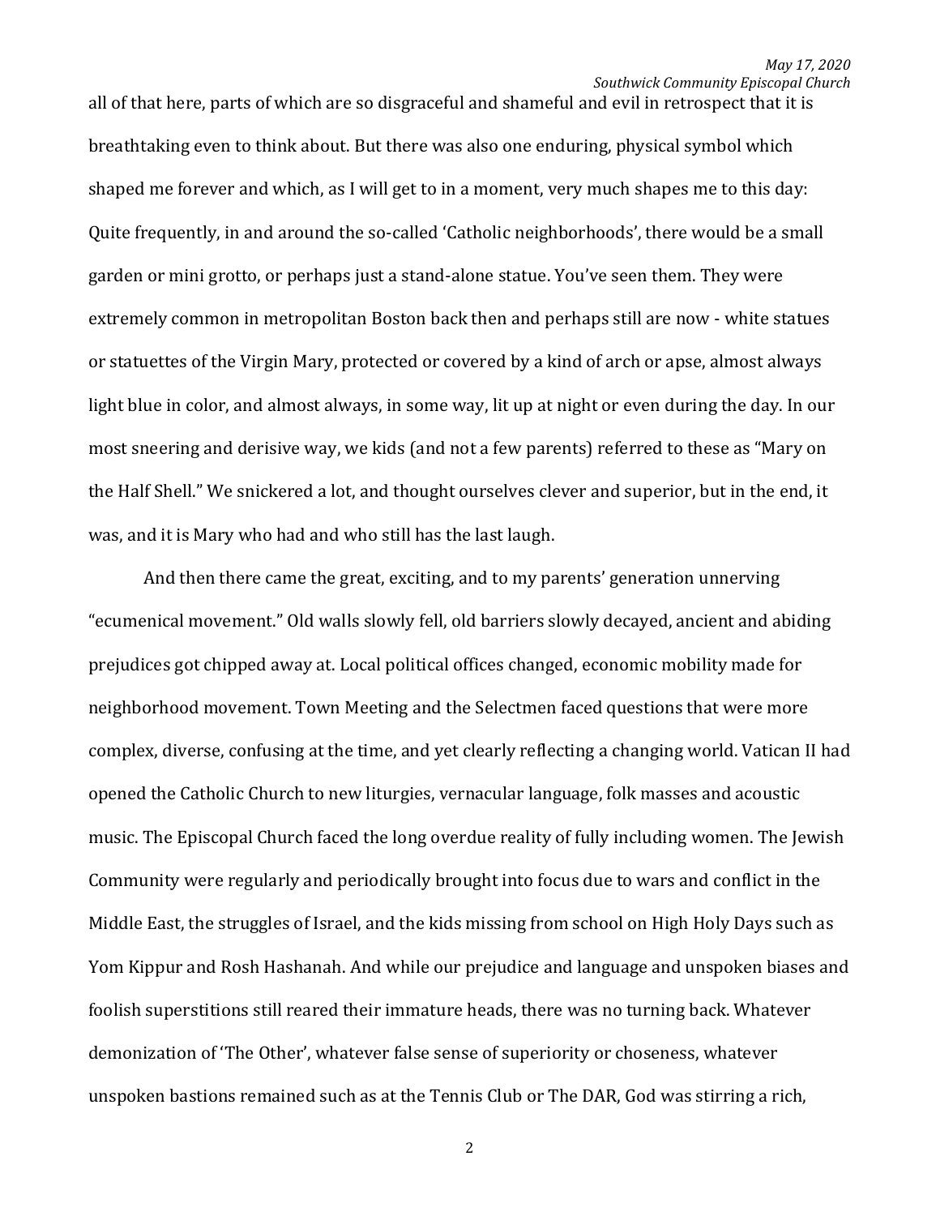all of that here, parts of which are so disgraceful and shameful and evil in retrospect that it is breathtaking even to think about. But there was also one enduring, physical symbol which shaped me forever and which, as I will get to in a moment, very much shapes me to this day: Quite frequently, in and around the so-called 'Catholic neighborhoods', there would be a small garden or mini grotto, or perhaps just a stand-alone statue. You've seen them. They were extremely common in metropolitan Boston back then and perhaps still are now - white statues or statuettes of the Virgin Mary, protected or covered by a kind of arch or apse, almost always light blue in color, and almost always, in some way, lit up at night or even during the day. In our most sneering and derisive way, we kids (and not a few parents) referred to these as "Mary on the Half Shell." We snickered a lot, and thought ourselves clever and superior, but in the end, it was, and it is Mary who had and who still has the last laugh.

And then there came the great, exciting, and to my parents' generation unnerving "ecumenical movement." Old walls slowly fell, old barriers slowly decayed, ancient and abiding prejudices got chipped away at. Local political offices changed, economic mobility made for neighborhood movement. Town Meeting and the Selectmen faced questions that were more complex, diverse, confusing at the time, and yet clearly reflecting a changing world. Vatican II had opened the Catholic Church to new liturgies, vernacular language, folk masses and acoustic music. The Episcopal Church faced the long overdue reality of fully including women. The Jewish Community were regularly and periodically brought into focus due to wars and conflict in the Middle East, the struggles of Israel, and the kids missing from school on High Holy Days such as Yom Kippur and Rosh Hashanah. And while our prejudice and language and unspoken biases and foolish superstitions still reared their immature heads, there was no turning back. Whatever demonization of 'The Other', whatever false sense of superiority or choseness, whatever unspoken bastions remained such as at the Tennis Club or The DAR, God was stirring a rich,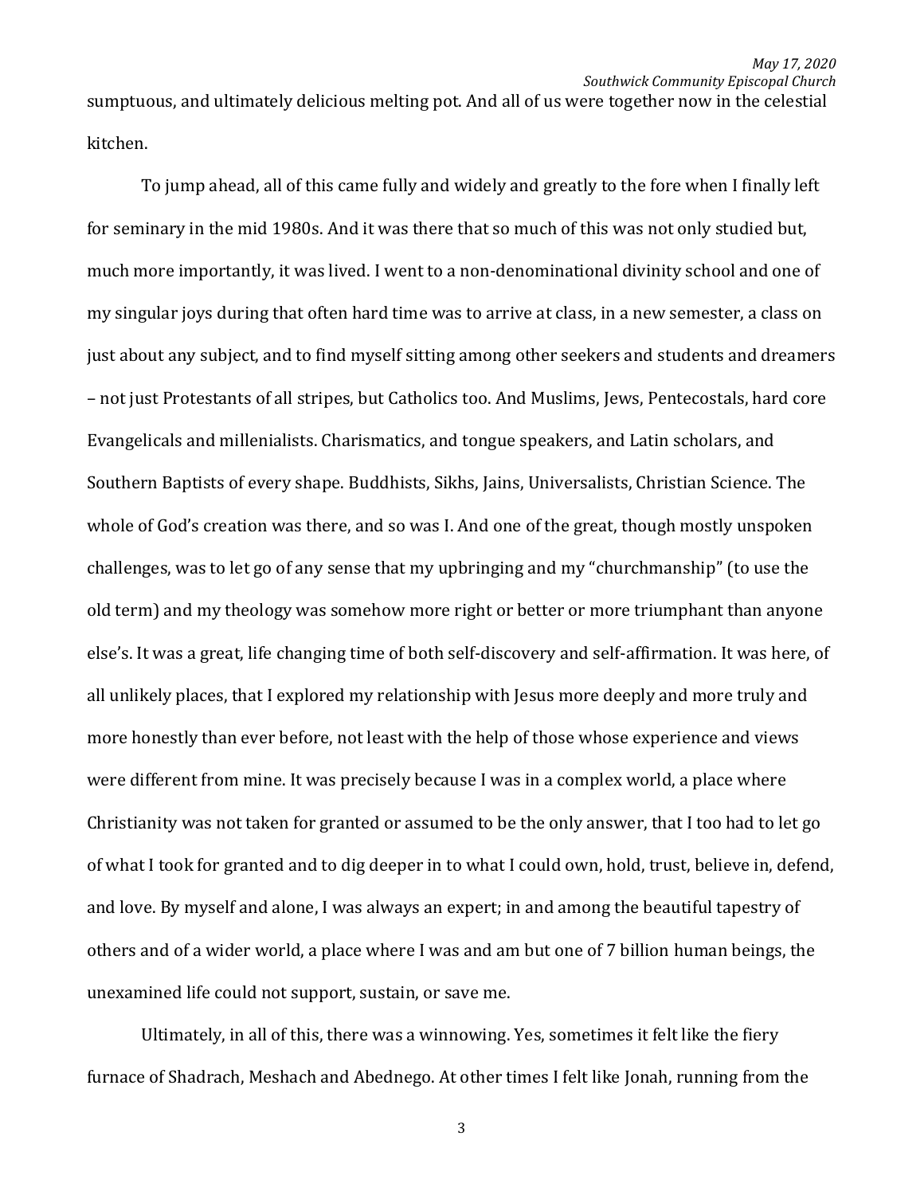sumptuous, and ultimately delicious melting pot. And all of us were together now in the celestial kitchen.

To jump ahead, all of this came fully and widely and greatly to the fore when I finally left for seminary in the mid 1980s. And it was there that so much of this was not only studied but, much more importantly, it was lived. I went to a non-denominational divinity school and one of my singular joys during that often hard time was to arrive at class, in a new semester, a class on just about any subject, and to find myself sitting among other seekers and students and dreamers – not just Protestants of all stripes, but Catholics too. And Muslims, Jews, Pentecostals, hard core Evangelicals and millenialists. Charismatics, and tongue speakers, and Latin scholars, and Southern Baptists of every shape. Buddhists, Sikhs, Jains, Universalists, Christian Science. The whole of God's creation was there, and so was I. And one of the great, though mostly unspoken challenges, was to let go of any sense that my upbringing and my "churchmanship" (to use the old term) and my theology was somehow more right or better or more triumphant than anyone else's. It was a great, life changing time of both self-discovery and self-affirmation. It was here, of all unlikely places, that I explored my relationship with Jesus more deeply and more truly and more honestly than ever before, not least with the help of those whose experience and views were different from mine. It was precisely because I was in a complex world, a place where Christianity was not taken for granted or assumed to be the only answer, that I too had to let go of what I took for granted and to dig deeper in to what I could own, hold, trust, believe in, defend, and love. By myself and alone, I was always an expert; in and among the beautiful tapestry of others and of a wider world, a place where I was and am but one of 7 billion human beings, the unexamined life could not support, sustain, or save me.

Ultimately, in all of this, there was a winnowing. Yes, sometimes it felt like the fiery furnace of Shadrach, Meshach and Abednego. At other times I felt like Jonah, running from the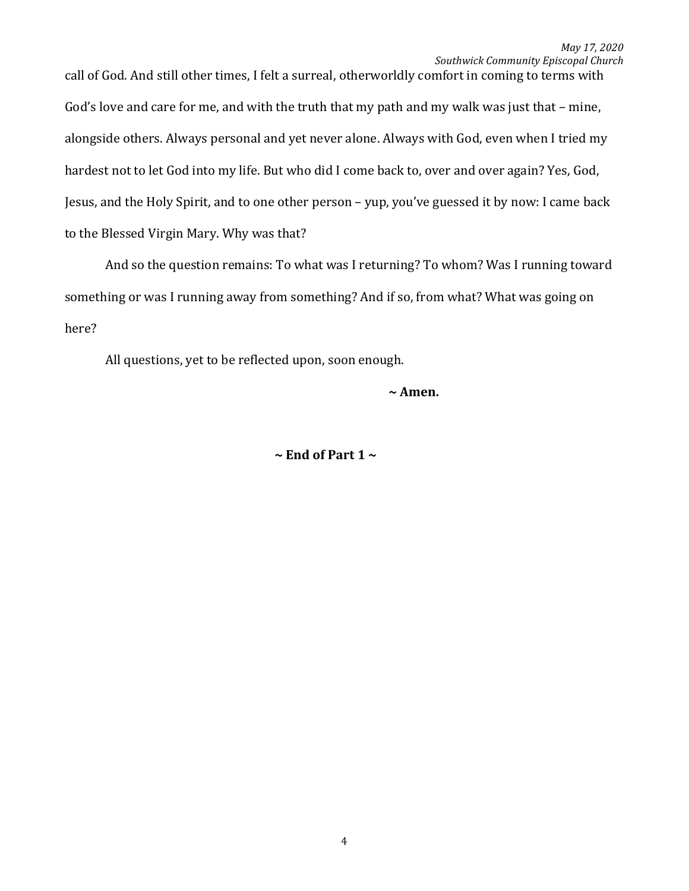call of God. And still other times, I felt a surreal, otherworldly comfort in coming to terms with God's love and care for me, and with the truth that my path and my walk was just that – mine, alongside others. Always personal and yet never alone. Always with God, even when I tried my hardest not to let God into my life. But who did I come back to, over and over again? Yes, God, Jesus, and the Holy Spirit, and to one other person – yup, you've guessed it by now: I came back to the Blessed Virgin Mary. Why was that?

And so the question remains: To what was I returning? To whom? Was I running toward something or was I running away from something? And if so, from what? What was going on here?

All questions, yet to be reflected upon, soon enough.

**~ Amen.**

**~ End of Part 1 ~**